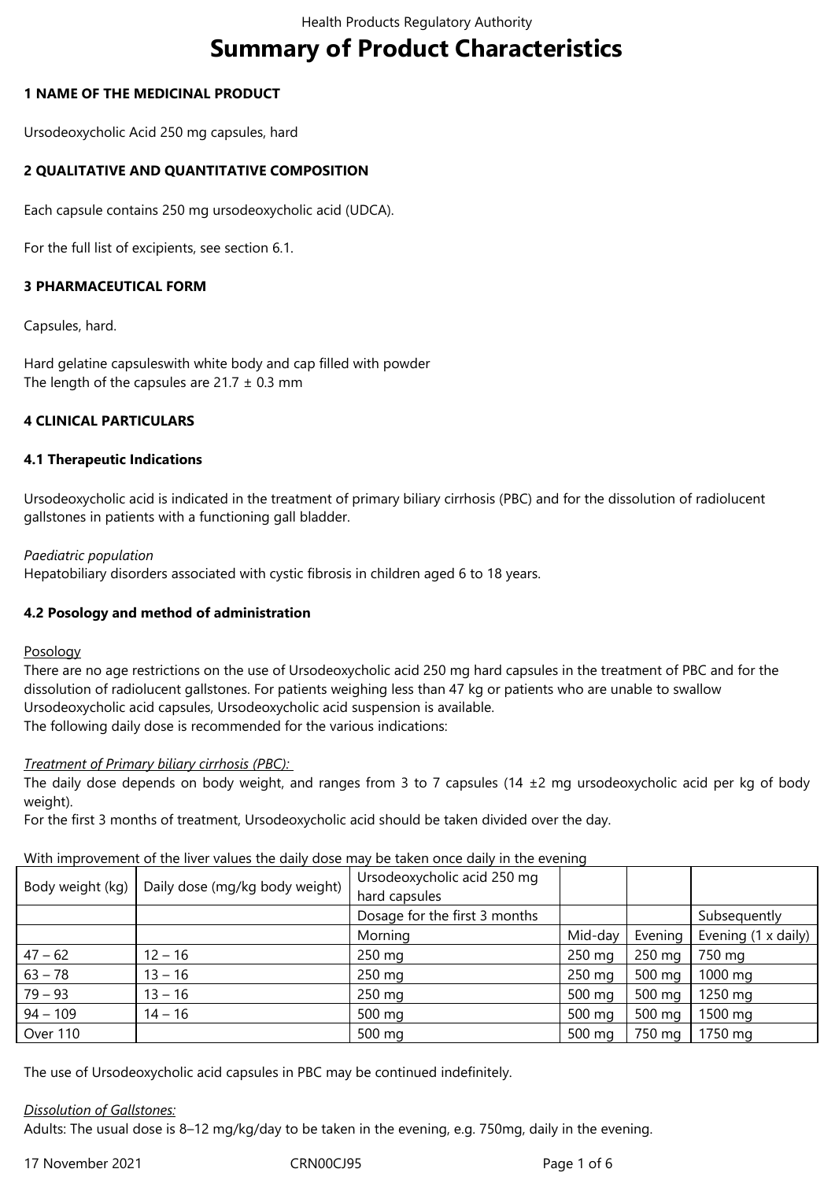# Summary of Product Characteristics

## 1 NAME OF THE MEDICINAL PRODUCT

Ursodeoxycholic Acid 250 mg capsules, hard

## 2 QUALITATIVE AND QUANTITATIVE COMPOSITION

Each capsule contains 250 mg ursodeoxycholic acid (UDCA).

For the full list of excipients, see section 6.1.

## 3 PHARMACEUTICAL FORM

Capsules, hard.

Hard gelatine capsuleswith white body and cap filled with powder
The length of the capsules are 21.7 ± 0.3 mm

## 4 CLINICAL PARTICULARS

### 4.1 Therapeutic Indications

Ursodeoxycholic acid is indicated in the treatment of primary biliary cirrhosis (PBC) and for the dissolution of radiolucent gallstones in patients with a functioning gall bladder.

*Paediatric population*
Hepatobiliary disorders associated with cystic fibrosis in children aged 6 to 18 years.

### 4.2 Posology and method of administration

Posology
There are no age restrictions on the use of Ursodeoxycholic acid 250 mg hard capsules in the treatment of PBC and for the dissolution of radiolucent gallstones. For patients weighing less than 47 kg or patients who are unable to swallow Ursodeoxycholic acid capsules, Ursodeoxycholic acid suspension is available.
The following daily dose is recommended for the various indications:

*Treatment of Primary biliary cirrhosis (PBC):*
The daily dose depends on body weight, and ranges from 3 to 7 capsules (14 ±2 mg ursodeoxycholic acid per kg of body weight).
For the first 3 months of treatment, Ursodeoxycholic acid should be taken divided over the day.

With improvement of the liver values the daily dose may be taken once daily in the evening

| Body weight (kg) | Daily dose (mg/kg body weight) | Ursodeoxycholic acid 250 mg hard capsules | | | |
|---|---|---|---|---|---|
| | | Dosage for the first 3 months | | | Subsequently |
| | | Morning | Mid-day | Evening | Evening (1 x daily) |
| 47 – 62 | 12 – 16 | 250 mg | 250 mg | 250 mg | 750 mg |
| 63 – 78 | 13 – 16 | 250 mg | 250 mg | 500 mg | 1000 mg |
| 79 – 93 | 13 – 16 | 250 mg | 500 mg | 500 mg | 1250 mg |
| 94 – 109 | 14 – 16 | 500 mg | 500 mg | 500 mg | 1500 mg |
| Over 110 | | 500 mg | 500 mg | 750 mg | 1750 mg |

The use of Ursodeoxycholic acid capsules in PBC may be continued indefinitely.

*Dissolution of Gallstones:*
Adults: The usual dose is 8–12 mg/kg/day to be taken in the evening, e.g. 750mg, daily in the evening.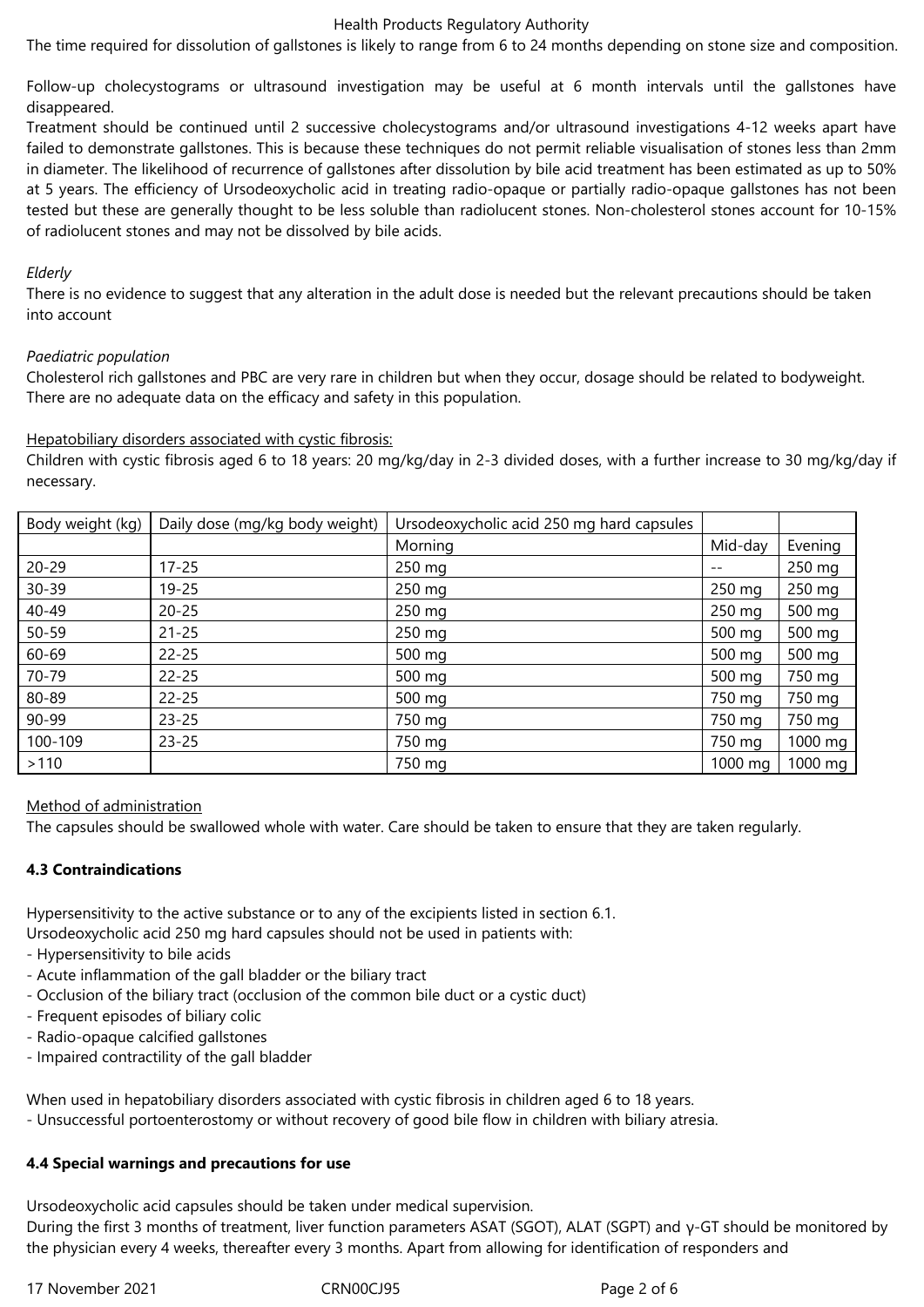The time required for dissolution of gallstones is likely to range from 6 to 24 months depending on stone size and composition.

Follow-up cholecystograms or ultrasound investigation may be useful at 6 month intervals until the gallstones have disappeared.
Treatment should be continued until 2 successive cholecystograms and/or ultrasound investigations 4-12 weeks apart have failed to demonstrate gallstones. This is because these techniques do not permit reliable visualisation of stones less than 2mm in diameter. The likelihood of recurrence of gallstones after dissolution by bile acid treatment has been estimated as up to 50% at 5 years. The efficiency of Ursodeoxycholic acid in treating radio-opaque or partially radio-opaque gallstones has not been tested but these are generally thought to be less soluble than radiolucent stones. Non-cholesterol stones account for 10-15% of radiolucent stones and may not be dissolved by bile acids.

*Elderly*
There is no evidence to suggest that any alteration in the adult dose is needed but the relevant precautions should be taken into account

*Paediatric population*
Cholesterol rich gallstones and PBC are very rare in children but when they occur, dosage should be related to bodyweight. There are no adequate data on the efficacy and safety in this population.

<u>Hepatobiliary disorders associated with cystic fibrosis:</u>
Children with cystic fibrosis aged 6 to 18 years: 20 mg/kg/day in 2-3 divided doses, with a further increase to 30 mg/kg/day if necessary.

| Body weight (kg) | Daily dose (mg/kg body weight) | Ursodeoxycholic acid 250 mg hard capsules | | |
|---|---|---|---|---|
| | | Morning | Mid-day | Evening |
| 20-29 | 17-25 | 250 mg | -- | 250 mg |
| 30-39 | 19-25 | 250 mg | 250 mg | 250 mg |
| 40-49 | 20-25 | 250 mg | 250 mg | 500 mg |
| 50-59 | 21-25 | 250 mg | 500 mg | 500 mg |
| 60-69 | 22-25 | 500 mg | 500 mg | 500 mg |
| 70-79 | 22-25 | 500 mg | 500 mg | 750 mg |
| 80-89 | 22-25 | 500 mg | 750 mg | 750 mg |
| 90-99 | 23-25 | 750 mg | 750 mg | 750 mg |
| 100-109 | 23-25 | 750 mg | 750 mg | 1000 mg |
| >110 | | 750 mg | 1000 mg | 1000 mg |

<u>Method of administration</u>
The capsules should be swallowed whole with water. Care should be taken to ensure that they are taken regularly.

**4.3 Contraindications**

Hypersensitivity to the active substance or to any of the excipients listed in section 6.1.
Ursodeoxycholic acid 250 mg hard capsules should not be used in patients with:
- Hypersensitivity to bile acids
- Acute inflammation of the gall bladder or the biliary tract
- Occlusion of the biliary tract (occlusion of the common bile duct or a cystic duct)
- Frequent episodes of biliary colic
- Radio-opaque calcified gallstones
- Impaired contractility of the gall bladder

When used in hepatobiliary disorders associated with cystic fibrosis in children aged 6 to 18 years.
- Unsuccessful portoenterostomy or without recovery of good bile flow in children with biliary atresia.

**4.4 Special warnings and precautions for use**

Ursodeoxycholic acid capsules should be taken under medical supervision.
During the first 3 months of treatment, liver function parameters ASAT (SGOT), ALAT (SGPT) and γ-GT should be monitored by the physician every 4 weeks, thereafter every 3 months. Apart from allowing for identification of responders and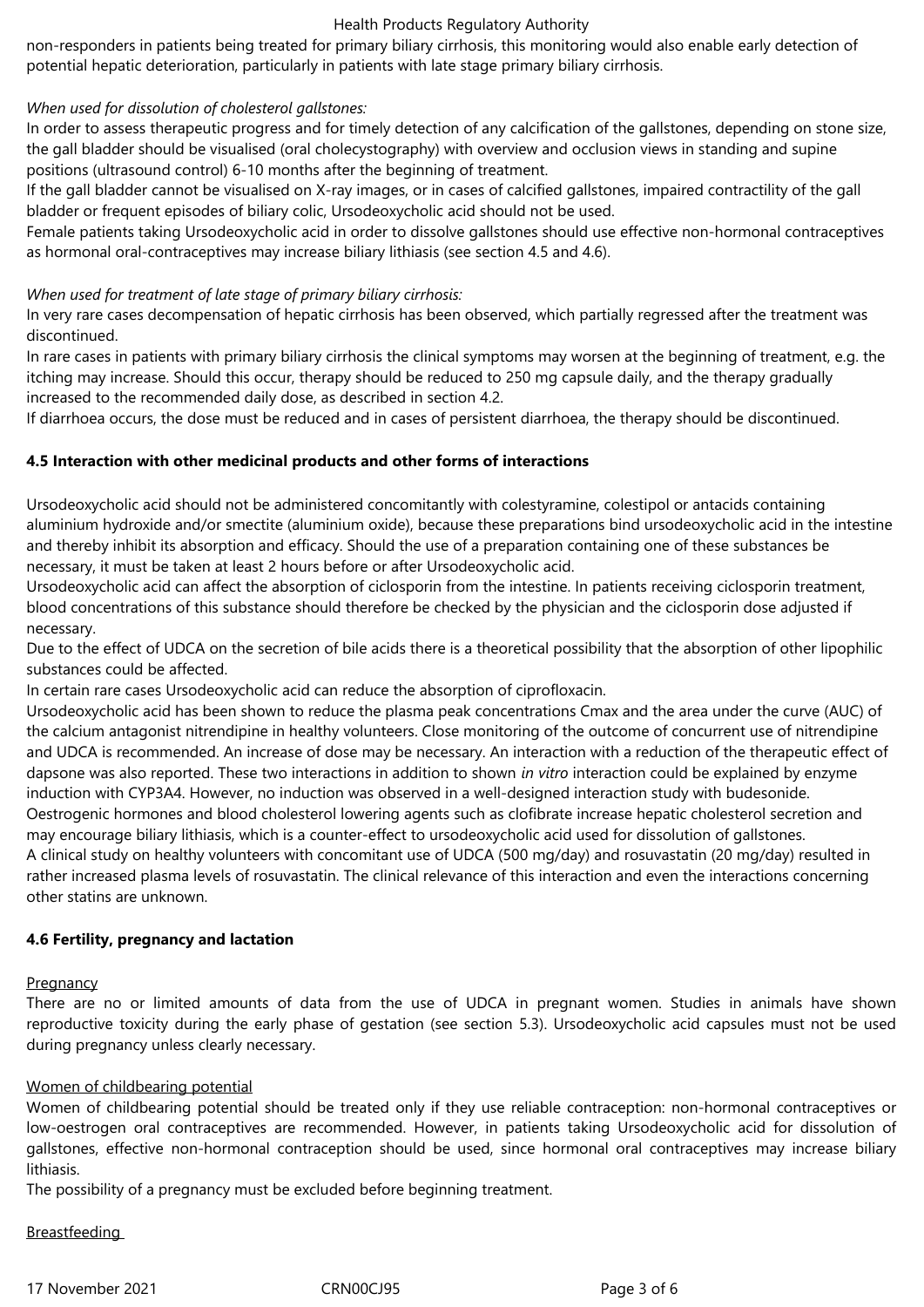non-responders in patients being treated for primary biliary cirrhosis, this monitoring would also enable early detection of potential hepatic deterioration, particularly in patients with late stage primary biliary cirrhosis.

*When used for dissolution of cholesterol gallstones:*

In order to assess therapeutic progress and for timely detection of any calcification of the gallstones, depending on stone size, the gall bladder should be visualised (oral cholecystography) with overview and occlusion views in standing and supine positions (ultrasound control) 6-10 months after the beginning of treatment.

If the gall bladder cannot be visualised on X-ray images, or in cases of calcified gallstones, impaired contractility of the gall bladder or frequent episodes of biliary colic, Ursodeoxycholic acid should not be used.

Female patients taking Ursodeoxycholic acid in order to dissolve gallstones should use effective non-hormonal contraceptives as hormonal oral-contraceptives may increase biliary lithiasis (see section 4.5 and 4.6).

*When used for treatment of late stage of primary biliary cirrhosis:*

In very rare cases decompensation of hepatic cirrhosis has been observed, which partially regressed after the treatment was discontinued.

In rare cases in patients with primary biliary cirrhosis the clinical symptoms may worsen at the beginning of treatment, e.g. the itching may increase. Should this occur, therapy should be reduced to 250 mg capsule daily, and the therapy gradually increased to the recommended daily dose, as described in section 4.2.

If diarrhoea occurs, the dose must be reduced and in cases of persistent diarrhoea, the therapy should be discontinued.

## 4.5 Interaction with other medicinal products and other forms of interactions

Ursodeoxycholic acid should not be administered concomitantly with colestyramine, colestipol or antacids containing aluminium hydroxide and/or smectite (aluminium oxide), because these preparations bind ursodeoxycholic acid in the intestine and thereby inhibit its absorption and efficacy. Should the use of a preparation containing one of these substances be necessary, it must be taken at least 2 hours before or after Ursodeoxycholic acid.

Ursodeoxycholic acid can affect the absorption of ciclosporin from the intestine. In patients receiving ciclosporin treatment, blood concentrations of this substance should therefore be checked by the physician and the ciclosporin dose adjusted if necessary.

Due to the effect of UDCA on the secretion of bile acids there is a theoretical possibility that the absorption of other lipophilic substances could be affected.

In certain rare cases Ursodeoxycholic acid can reduce the absorption of ciprofloxacin.

Ursodeoxycholic acid has been shown to reduce the plasma peak concentrations Cmax and the area under the curve (AUC) of the calcium antagonist nitrendipine in healthy volunteers. Close monitoring of the outcome of concurrent use of nitrendipine and UDCA is recommended. An increase of dose may be necessary. An interaction with a reduction of the therapeutic effect of dapsone was also reported. These two interactions in addition to shown *in vitro* interaction could be explained by enzyme induction with CYP3A4. However, no induction was observed in a well-designed interaction study with budesonide.

Oestrogenic hormones and blood cholesterol lowering agents such as clofibrate increase hepatic cholesterol secretion and may encourage biliary lithiasis, which is a counter-effect to ursodeoxycholic acid used for dissolution of gallstones.

A clinical study on healthy volunteers with concomitant use of UDCA (500 mg/day) and rosuvastatin (20 mg/day) resulted in rather increased plasma levels of rosuvastatin. The clinical relevance of this interaction and even the interactions concerning other statins are unknown.

## 4.6 Fertility, pregnancy and lactation

Pregnancy

There are no or limited amounts of data from the use of UDCA in pregnant women. Studies in animals have shown reproductive toxicity during the early phase of gestation (see section 5.3). Ursodeoxycholic acid capsules must not be used during pregnancy unless clearly necessary.

Women of childbearing potential

Women of childbearing potential should be treated only if they use reliable contraception: non-hormonal contraceptives or low-oestrogen oral contraceptives are recommended. However, in patients taking Ursodeoxycholic acid for dissolution of gallstones, effective non-hormonal contraception should be used, since hormonal oral contraceptives may increase biliary lithiasis.

The possibility of a pregnancy must be excluded before beginning treatment.

Breastfeeding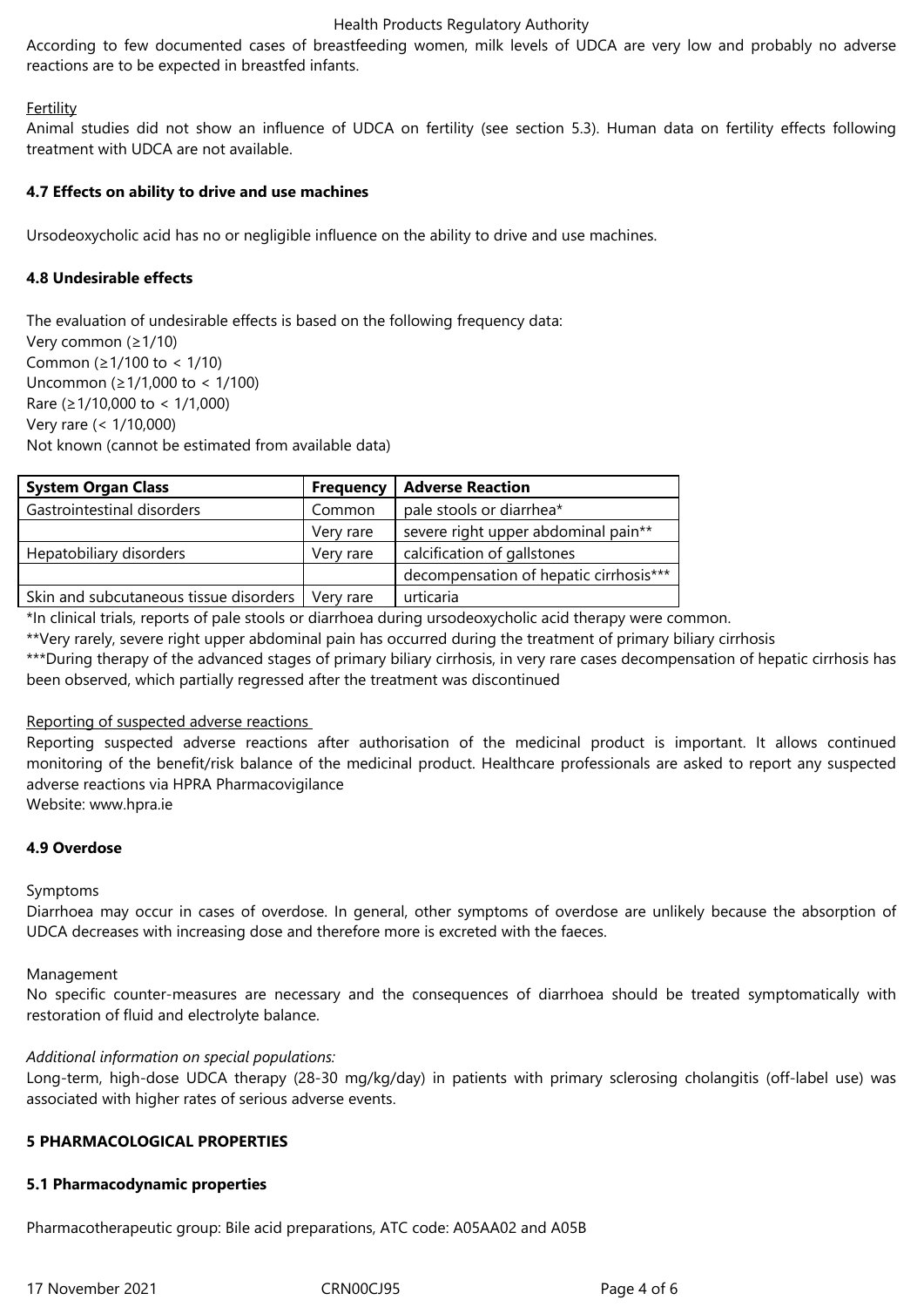According to few documented cases of breastfeeding women, milk levels of UDCA are very low and probably no adverse reactions are to be expected in breastfed infants.

Fertility

Animal studies did not show an influence of UDCA on fertility (see section 5.3). Human data on fertility effects following treatment with UDCA are not available.

**4.7 Effects on ability to drive and use machines**

Ursodeoxycholic acid has no or negligible influence on the ability to drive and use machines.

**4.8 Undesirable effects**

The evaluation of undesirable effects is based on the following frequency data:
Very common (≥1/10)
Common (≥1/100 to < 1/10)
Uncommon (≥1/1,000 to < 1/100)
Rare (≥1/10,000 to < 1/1,000)
Very rare (< 1/10,000)
Not known (cannot be estimated from available data)

| System Organ Class | Frequency | Adverse Reaction |
|---|---|---|
| Gastrointestinal disorders | Common | pale stools or diarrhea* |
| | Very rare | severe right upper abdominal pain** |
| Hepatobiliary disorders | Very rare | calcification of gallstones |
| | | decompensation of hepatic cirrhosis*** |
| Skin and subcutaneous tissue disorders | Very rare | urticaria |

*In clinical trials, reports of pale stools or diarrhoea during ursodeoxycholic acid therapy were common.
**Very rarely, severe right upper abdominal pain has occurred during the treatment of primary biliary cirrhosis
***During therapy of the advanced stages of primary biliary cirrhosis, in very rare cases decompensation of hepatic cirrhosis has been observed, which partially regressed after the treatment was discontinued

Reporting of suspected adverse reactions

Reporting suspected adverse reactions after authorisation of the medicinal product is important. It allows continued monitoring of the benefit/risk balance of the medicinal product. Healthcare professionals are asked to report any suspected adverse reactions via HPRA Pharmacovigilance
Website: www.hpra.ie

**4.9 Overdose**

Symptoms

Diarrhoea may occur in cases of overdose. In general, other symptoms of overdose are unlikely because the absorption of UDCA decreases with increasing dose and therefore more is excreted with the faeces.

Management

No specific counter-measures are necessary and the consequences of diarrhoea should be treated symptomatically with restoration of fluid and electrolyte balance.

*Additional information on special populations:*

Long-term, high-dose UDCA therapy (28-30 mg/kg/day) in patients with primary sclerosing cholangitis (off-label use) was associated with higher rates of serious adverse events.

**5 PHARMACOLOGICAL PROPERTIES**

**5.1 Pharmacodynamic properties**

Pharmacotherapeutic group: Bile acid preparations, ATC code: A05AA02 and A05B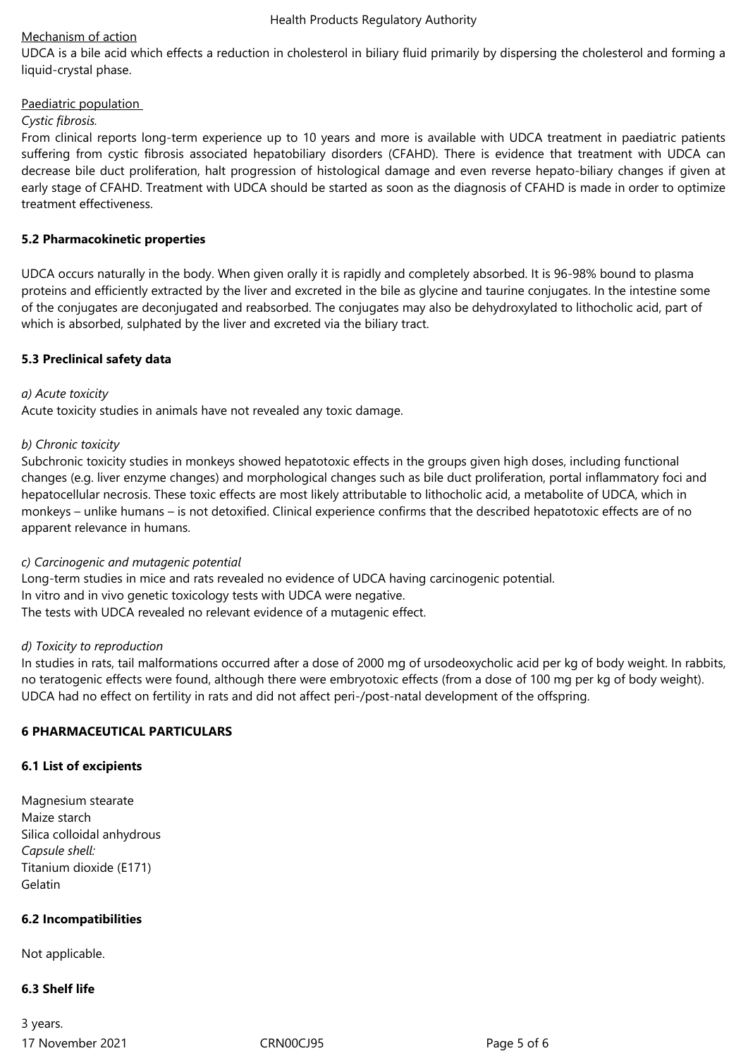Mechanism of action

UDCA is a bile acid which effects a reduction in cholesterol in biliary fluid primarily by dispersing the cholesterol and forming a liquid-crystal phase.

Paediatric population

*Cystic fibrosis.*

From clinical reports long-term experience up to 10 years and more is available with UDCA treatment in paediatric patients suffering from cystic fibrosis associated hepatobiliary disorders (CFAHD). There is evidence that treatment with UDCA can decrease bile duct proliferation, halt progression of histological damage and even reverse hepato-biliary changes if given at early stage of CFAHD. Treatment with UDCA should be started as soon as the diagnosis of CFAHD is made in order to optimize treatment effectiveness.

**5.2 Pharmacokinetic properties**

UDCA occurs naturally in the body. When given orally it is rapidly and completely absorbed. It is 96-98% bound to plasma proteins and efficiently extracted by the liver and excreted in the bile as glycine and taurine conjugates. In the intestine some of the conjugates are deconjugated and reabsorbed. The conjugates may also be dehydroxylated to lithocholic acid, part of which is absorbed, sulphated by the liver and excreted via the biliary tract.

**5.3 Preclinical safety data**

*a) Acute toxicity*

Acute toxicity studies in animals have not revealed any toxic damage.

*b) Chronic toxicity*

Subchronic toxicity studies in monkeys showed hepatotoxic effects in the groups given high doses, including functional changes (e.g. liver enzyme changes) and morphological changes such as bile duct proliferation, portal inflammatory foci and hepatocellular necrosis. These toxic effects are most likely attributable to lithocholic acid, a metabolite of UDCA, which in monkeys – unlike humans – is not detoxified. Clinical experience confirms that the described hepatotoxic effects are of no apparent relevance in humans.

*c) Carcinogenic and mutagenic potential*

Long-term studies in mice and rats revealed no evidence of UDCA having carcinogenic potential.
In vitro and in vivo genetic toxicology tests with UDCA were negative.
The tests with UDCA revealed no relevant evidence of a mutagenic effect.

*d) Toxicity to reproduction*

In studies in rats, tail malformations occurred after a dose of 2000 mg of ursodeoxycholic acid per kg of body weight. In rabbits, no teratogenic effects were found, although there were embryotoxic effects (from a dose of 100 mg per kg of body weight). UDCA had no effect on fertility in rats and did not affect peri-/post-natal development of the offspring.

**6 PHARMACEUTICAL PARTICULARS**

**6.1 List of excipients**

Magnesium stearate
Maize starch
Silica colloidal anhydrous
*Capsule shell:*
Titanium dioxide (E171)
Gelatin

**6.2 Incompatibilities**

Not applicable.

**6.3 Shelf life**

3 years.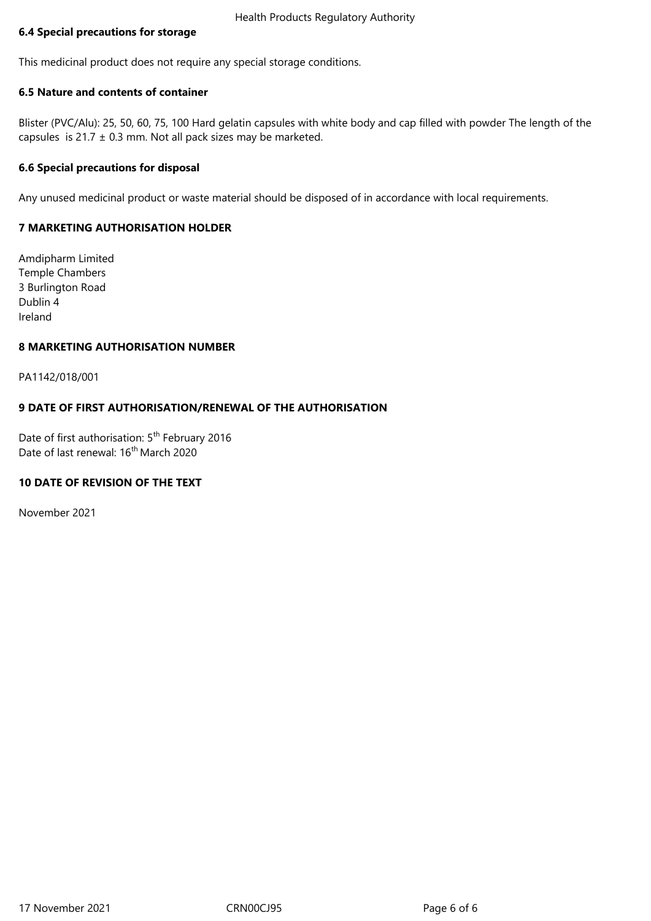### 6.4 Special precautions for storage

This medicinal product does not require any special storage conditions.

### 6.5 Nature and contents of container

Blister (PVC/Alu): 25, 50, 60, 75, 100 Hard gelatin capsules with white body and cap filled with powder The length of the capsules is 21.7 ± 0.3 mm. Not all pack sizes may be marketed.

### 6.6 Special precautions for disposal

Any unused medicinal product or waste material should be disposed of in accordance with local requirements.

## 7 MARKETING AUTHORISATION HOLDER

Amdipharm Limited
Temple Chambers
3 Burlington Road
Dublin 4
Ireland

## 8 MARKETING AUTHORISATION NUMBER

PA1142/018/001

## 9 DATE OF FIRST AUTHORISATION/RENEWAL OF THE AUTHORISATION

Date of first authorisation: 5th February 2016
Date of last renewal: 16th March 2020

## 10 DATE OF REVISION OF THE TEXT

November 2021